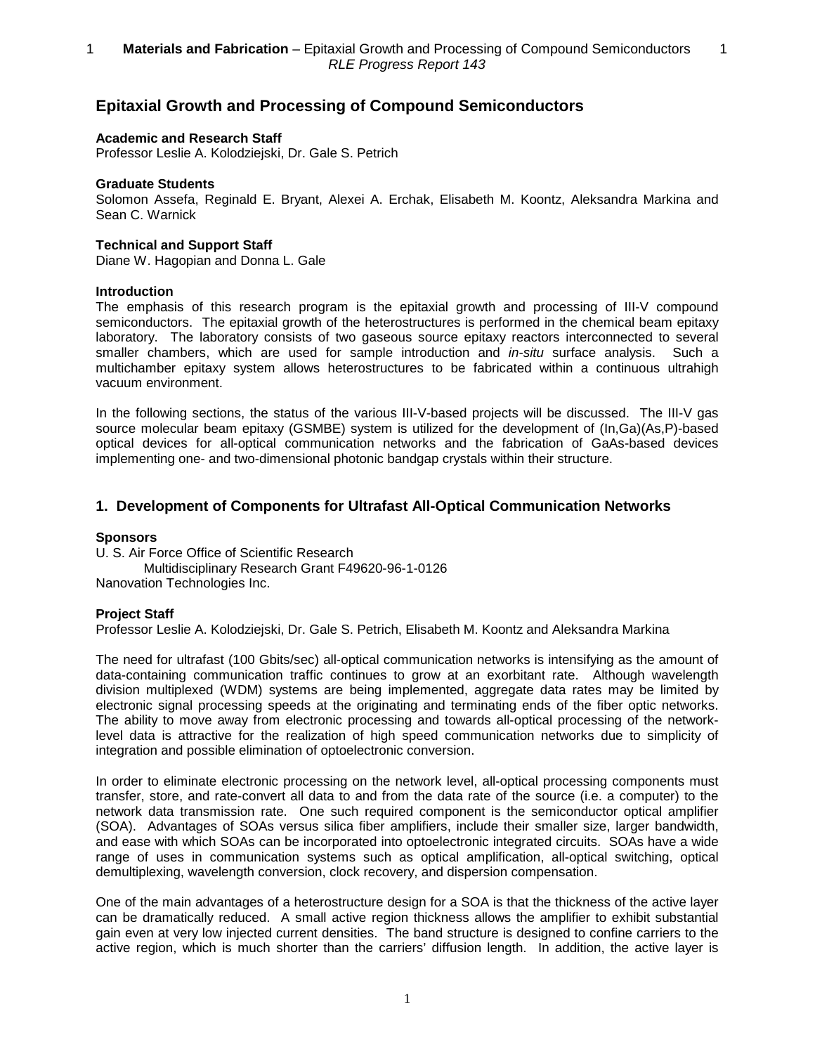# Epitaxial Growth and Processing of Compound Semiconductors

**Academic and Research Staff**
Professor Leslie A. Kolodziejski, Dr. Gale S. Petrich

**Graduate Students**
Solomon Assefa, Reginald E. Bryant, Alexei A. Erchak, Elisabeth M. Koontz, Aleksandra Markina and Sean C. Warnick

**Technical and Support Staff**
Diane W. Hagopian and Donna L. Gale

**Introduction**
The emphasis of this research program is the epitaxial growth and processing of III-V compound semiconductors. The epitaxial growth of the heterostructures is performed in the chemical beam epitaxy laboratory. The laboratory consists of two gaseous source epitaxy reactors interconnected to several smaller chambers, which are used for sample introduction and *in-situ* surface analysis. Such a multichamber epitaxy system allows heterostructures to be fabricated within a continuous ultrahigh vacuum environment.

In the following sections, the status of the various III-V-based projects will be discussed. The III-V gas source molecular beam epitaxy (GSMBE) system is utilized for the development of (In,Ga)(As,P)-based optical devices for all-optical communication networks and the fabrication of GaAs-based devices implementing one- and two-dimensional photonic bandgap crystals within their structure.

## 1. Development of Components for Ultrafast All-Optical Communication Networks

**Sponsors**
U. S. Air Force Office of Scientific Research
    Multidisciplinary Research Grant F49620-96-1-0126
Nanovation Technologies Inc.

**Project Staff**
Professor Leslie A. Kolodziejski, Dr. Gale S. Petrich, Elisabeth M. Koontz and Aleksandra Markina

The need for ultrafast (100 Gbits/sec) all-optical communication networks is intensifying as the amount of data-containing communication traffic continues to grow at an exorbitant rate. Although wavelength division multiplexed (WDM) systems are being implemented, aggregate data rates may be limited by electronic signal processing speeds at the originating and terminating ends of the fiber optic networks. The ability to move away from electronic processing and towards all-optical processing of the network-level data is attractive for the realization of high speed communication networks due to simplicity of integration and possible elimination of optoelectronic conversion.

In order to eliminate electronic processing on the network level, all-optical processing components must transfer, store, and rate-convert all data to and from the data rate of the source (i.e. a computer) to the network data transmission rate. One such required component is the semiconductor optical amplifier (SOA). Advantages of SOAs versus silica fiber amplifiers, include their smaller size, larger bandwidth, and ease with which SOAs can be incorporated into optoelectronic integrated circuits. SOAs have a wide range of uses in communication systems such as optical amplification, all-optical switching, optical demultiplexing, wavelength conversion, clock recovery, and dispersion compensation.

One of the main advantages of a heterostructure design for a SOA is that the thickness of the active layer can be dramatically reduced. A small active region thickness allows the amplifier to exhibit substantial gain even at very low injected current densities. The band structure is designed to confine carriers to the active region, which is much shorter than the carriers' diffusion length. In addition, the active layer is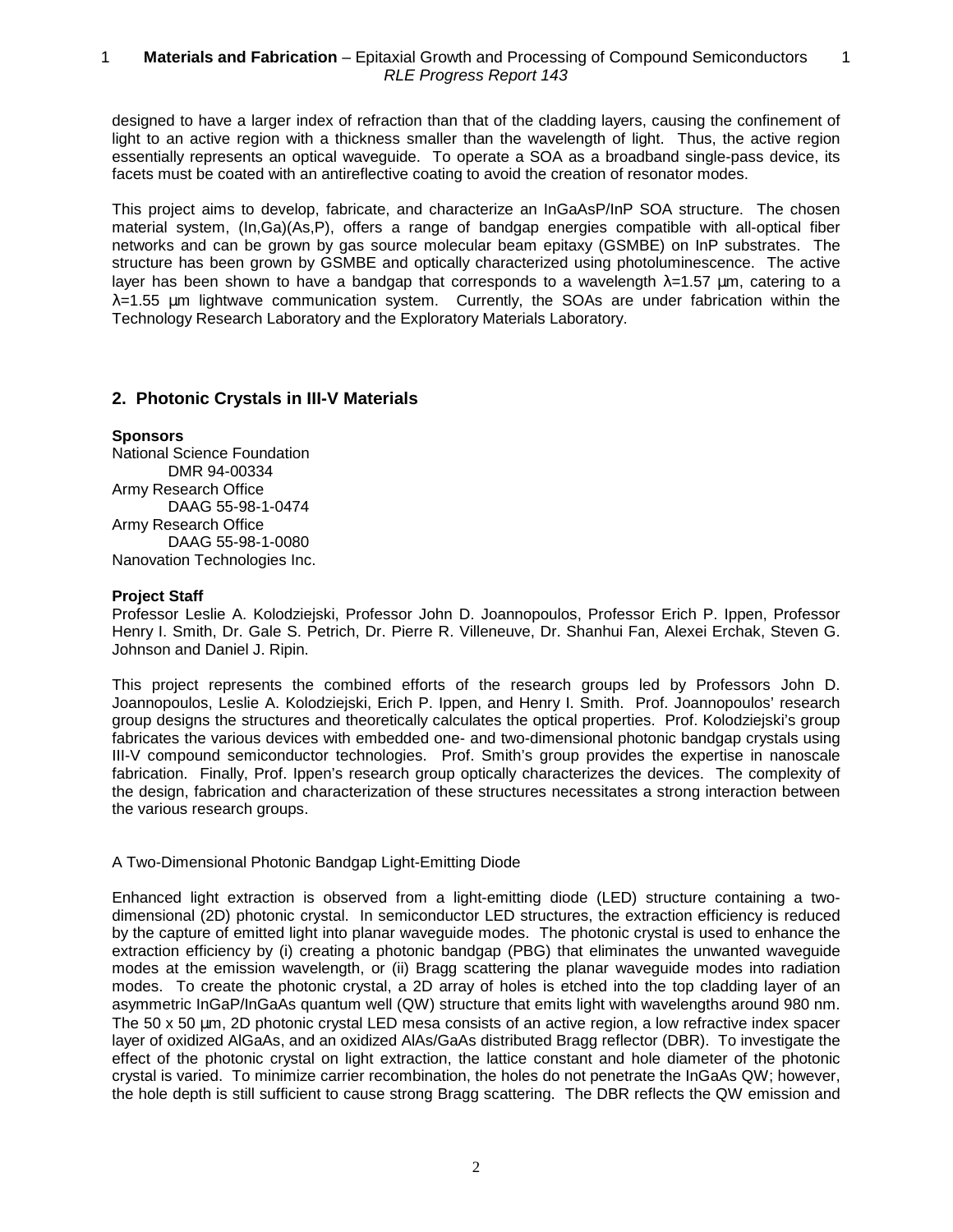designed to have a larger index of refraction than that of the cladding layers, causing the confinement of light to an active region with a thickness smaller than the wavelength of light. Thus, the active region essentially represents an optical waveguide. To operate a SOA as a broadband single-pass device, its facets must be coated with an antireflective coating to avoid the creation of resonator modes.

This project aims to develop, fabricate, and characterize an InGaAsP/InP SOA structure. The chosen material system, (In,Ga)(As,P), offers a range of bandgap energies compatible with all-optical fiber networks and can be grown by gas source molecular beam epitaxy (GSMBE) on InP substrates. The structure has been grown by GSMBE and optically characterized using photoluminescence. The active layer has been shown to have a bandgap that corresponds to a wavelength $\lambda$=1.57 µm, catering to a $\lambda$=1.55 µm lightwave communication system. Currently, the SOAs are under fabrication within the Technology Research Laboratory and the Exploratory Materials Laboratory.

## 2. Photonic Crystals in III-V Materials

**Sponsors**

National Science Foundation
DMR 94-00334
Army Research Office
DAAG 55-98-1-0474
Army Research Office
DAAG 55-98-1-0080
Nanovation Technologies Inc.

**Project Staff**

Professor Leslie A. Kolodziejski, Professor John D. Joannopoulos, Professor Erich P. Ippen, Professor Henry I. Smith, Dr. Gale S. Petrich, Dr. Pierre R. Villeneuve, Dr. Shanhui Fan, Alexei Erchak, Steven G. Johnson and Daniel J. Ripin.

This project represents the combined efforts of the research groups led by Professors John D. Joannopoulos, Leslie A. Kolodziejski, Erich P. Ippen, and Henry I. Smith. Prof. Joannopoulos' research group designs the structures and theoretically calculates the optical properties. Prof. Kolodziejski's group fabricates the various devices with embedded one- and two-dimensional photonic bandgap crystals using III-V compound semiconductor technologies. Prof. Smith's group provides the expertise in nanoscale fabrication. Finally, Prof. Ippen's research group optically characterizes the devices. The complexity of the design, fabrication and characterization of these structures necessitates a strong interaction between the various research groups.

A Two-Dimensional Photonic Bandgap Light-Emitting Diode

Enhanced light extraction is observed from a light-emitting diode (LED) structure containing a two-dimensional (2D) photonic crystal. In semiconductor LED structures, the extraction efficiency is reduced by the capture of emitted light into planar waveguide modes. The photonic crystal is used to enhance the extraction efficiency by (i) creating a photonic bandgap (PBG) that eliminates the unwanted waveguide modes at the emission wavelength, or (ii) Bragg scattering the planar waveguide modes into radiation modes. To create the photonic crystal, a 2D array of holes is etched into the top cladding layer of an asymmetric InGaP/InGaAs quantum well (QW) structure that emits light with wavelengths around 980 nm. The 50 x 50 µm, 2D photonic crystal LED mesa consists of an active region, a low refractive index spacer layer of oxidized AlGaAs, and an oxidized AlAs/GaAs distributed Bragg reflector (DBR). To investigate the effect of the photonic crystal on light extraction, the lattice constant and hole diameter of the photonic crystal is varied. To minimize carrier recombination, the holes do not penetrate the InGaAs QW; however, the hole depth is still sufficient to cause strong Bragg scattering. The DBR reflects the QW emission and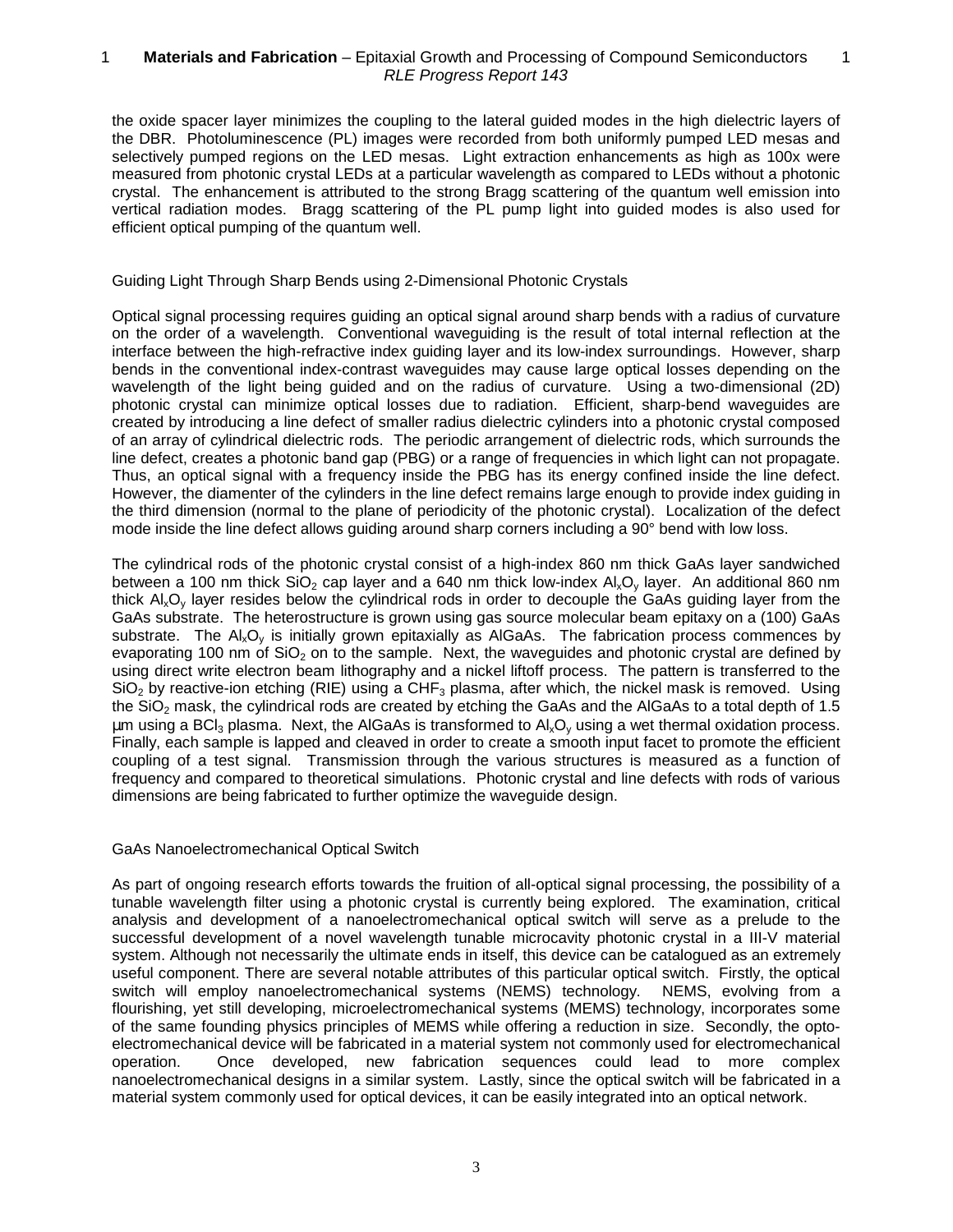the oxide spacer layer minimizes the coupling to the lateral guided modes in the high dielectric layers of the DBR. Photoluminescence (PL) images were recorded from both uniformly pumped LED mesas and selectively pumped regions on the LED mesas. Light extraction enhancements as high as 100x were measured from photonic crystal LEDs at a particular wavelength as compared to LEDs without a photonic crystal. The enhancement is attributed to the strong Bragg scattering of the quantum well emission into vertical radiation modes. Bragg scattering of the PL pump light into guided modes is also used for efficient optical pumping of the quantum well.

### Guiding Light Through Sharp Bends using 2-Dimensional Photonic Crystals

Optical signal processing requires guiding an optical signal around sharp bends with a radius of curvature on the order of a wavelength. Conventional waveguiding is the result of total internal reflection at the interface between the high-refractive index guiding layer and its low-index surroundings. However, sharp bends in the conventional index-contrast waveguides may cause large optical losses depending on the wavelength of the light being guided and on the radius of curvature. Using a two-dimensional (2D) photonic crystal can minimize optical losses due to radiation. Efficient, sharp-bend waveguides are created by introducing a line defect of smaller radius dielectric cylinders into a photonic crystal composed of an array of cylindrical dielectric rods. The periodic arrangement of dielectric rods, which surrounds the line defect, creates a photonic band gap (PBG) or a range of frequencies in which light can not propagate. Thus, an optical signal with a frequency inside the PBG has its energy confined inside the line defect. However, the diamenter of the cylinders in the line defect remains large enough to provide index guiding in the third dimension (normal to the plane of periodicity of the photonic crystal). Localization of the defect mode inside the line defect allows guiding around sharp corners including a 90° bend with low loss.

The cylindrical rods of the photonic crystal consist of a high-index 860 nm thick GaAs layer sandwiched between a 100 nm thick $SiO_2$ cap layer and a 640 nm thick low-index $Al_xO_y$ layer. An additional 860 nm thick $Al_xO_y$ layer resides below the cylindrical rods in order to decouple the GaAs guiding layer from the GaAs substrate. The heterostructure is grown using gas source molecular beam epitaxy on a (100) GaAs substrate. The $Al_xO_y$ is initially grown epitaxially as AlGaAs. The fabrication process commences by evaporating 100 nm of $SiO_2$ on to the sample. Next, the waveguides and photonic crystal are defined by using direct write electron beam lithography and a nickel liftoff process. The pattern is transferred to the $SiO_2$ by reactive-ion etching (RIE) using a $CHF_3$ plasma, after which, the nickel mask is removed. Using the $SiO_2$ mask, the cylindrical rods are created by etching the GaAs and the AlGaAs to a total depth of 1.5 µm using a $BCl_3$ plasma. Next, the AlGaAs is transformed to $Al_xO_y$ using a wet thermal oxidation process. Finally, each sample is lapped and cleaved in order to create a smooth input facet to promote the efficient coupling of a test signal. Transmission through the various structures is measured as a function of frequency and compared to theoretical simulations. Photonic crystal and line defects with rods of various dimensions are being fabricated to further optimize the waveguide design.

### GaAs Nanoelectromechanical Optical Switch

As part of ongoing research efforts towards the fruition of all-optical signal processing, the possibility of a tunable wavelength filter using a photonic crystal is currently being explored. The examination, critical analysis and development of a nanoelectromechanical optical switch will serve as a prelude to the successful development of a novel wavelength tunable microcavity photonic crystal in a III-V material system. Although not necessarily the ultimate ends in itself, this device can be catalogued as an extremely useful component. There are several notable attributes of this particular optical switch. Firstly, the optical switch will employ nanoelectromechanical systems (NEMS) technology. NEMS, evolving from a flourishing, yet still developing, microelectromechanical systems (MEMS) technology, incorporates some of the same founding physics principles of MEMS while offering a reduction in size. Secondly, the opto-electromechanical device will be fabricated in a material system not commonly used for electromechanical operation. Once developed, new fabrication sequences could lead to more complex nanoelectromechanical designs in a similar system. Lastly, since the optical switch will be fabricated in a material system commonly used for optical devices, it can be easily integrated into an optical network.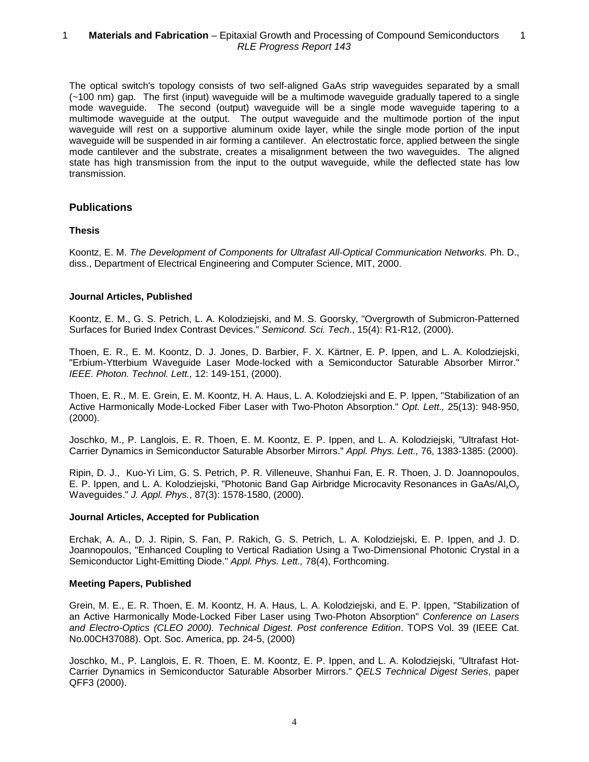The optical switch's topology consists of two self-aligned GaAs strip waveguides separated by a small (~100 nm) gap. The first (input) waveguide will be a multimode waveguide gradually tapered to a single mode waveguide. The second (output) waveguide will be a single mode waveguide tapering to a multimode waveguide at the output. The output waveguide and the multimode portion of the input waveguide will rest on a supportive aluminum oxide layer, while the single mode portion of the input waveguide will be suspended in air forming a cantilever. An electrostatic force, applied between the single mode cantilever and the substrate, creates a misalignment between the two waveguides. The aligned state has high transmission from the input to the output waveguide, while the deflected state has low transmission.

## Publications

### Thesis

Koontz, E. M. *The Development of Components for Ultrafast All-Optical Communication Networks.* Ph. D., diss., Department of Electrical Engineering and Computer Science, MIT, 2000.

### Journal Articles, Published

Koontz, E. M., G. S. Petrich, L. A. Kolodziejski, and M. S. Goorsky, "Overgrowth of Submicron-Patterned Surfaces for Buried Index Contrast Devices." *Semicond. Sci. Tech*., 15(4): R1-R12, (2000).

Thoen, E. R., E. M. Koontz, D. J. Jones, D. Barbier, F. X. Kärtner, E. P. Ippen, and L. A. Kolodziejski, "Erbium-Ytterbium Waveguide Laser Mode-locked with a Semiconductor Saturable Absorber Mirror." *IEEE. Photon. Technol. Lett.,* 12: 149-151, (2000).

Thoen, E. R., M. E. Grein, E. M. Koontz, H. A. Haus, L. A. Kolodziejski and E. P. Ippen, "Stabilization of an Active Harmonically Mode-Locked Fiber Laser with Two-Photon Absorption." *Opt. Lett.,* 25(13): 948-950, (2000).

Joschko, M., P. Langlois, E. R. Thoen, E. M. Koontz, E. P. Ippen, and L. A. Kolodziejski, "Ultrafast Hot-Carrier Dynamics in Semiconductor Saturable Absorber Mirrors." *Appl. Phys. Lett.,* 76, 1383-1385: (2000).

Ripin, D. J., Kuo-Yi Lim, G. S. Petrich, P. R. Villeneuve, Shanhui Fan, E. R. Thoen, J. D. Joannopoulos, E. P. Ippen, and L. A. Kolodziejski, "Photonic Band Gap Airbridge Microcavity Resonances in GaAs/$Al_xO_y$ Waveguides." *J. Appl. Phys.*, 87(3): 1578-1580, (2000).

### Journal Articles, Accepted for Publication

Erchak, A. A., D. J. Ripin, S. Fan, P. Rakich, G. S. Petrich, L. A. Kolodziejski, E. P. Ippen, and J. D. Joannopoulos, "Enhanced Coupling to Vertical Radiation Using a Two-Dimensional Photonic Crystal in a Semiconductor Light-Emitting Diode." *Appl. Phys. Lett.,* 78(4), Forthcoming.

### Meeting Papers, Published

Grein, M. E., E. R. Thoen, E. M. Koontz, H. A. Haus, L. A. Kolodziejski, and E. P. Ippen, "Stabilization of an Active Harmonically Mode-Locked Fiber Laser using Two-Photon Absorption" *Conference on Lasers and Electro-Optics (CLEO 2000). Technical Digest. Post conference Edition*. TOPS Vol. 39 (IEEE Cat. No.00CH37088). Opt. Soc. America, pp. 24-5, (2000)

Joschko, M., P. Langlois, E. R. Thoen, E. M. Koontz, E. P. Ippen, and L. A. Kolodziejski, "Ultrafast Hot-Carrier Dynamics in Semiconductor Saturable Absorber Mirrors." *QELS Technical Digest Series*, paper QFF3 (2000).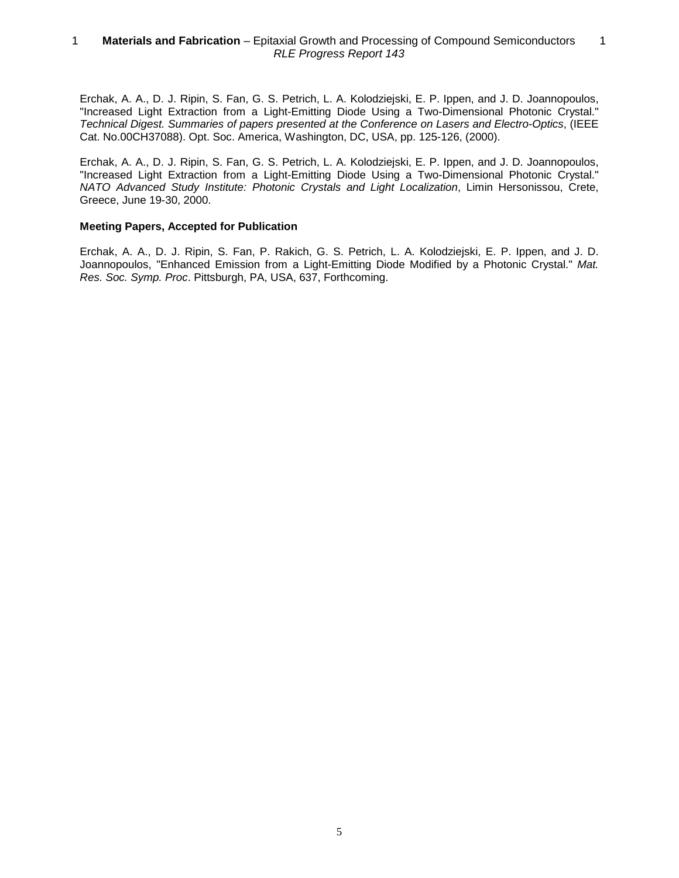Erchak, A. A., D. J. Ripin, S. Fan, G. S. Petrich, L. A. Kolodziejski, E. P. Ippen, and J. D. Joannopoulos, "Increased Light Extraction from a Light-Emitting Diode Using a Two-Dimensional Photonic Crystal." *Technical Digest. Summaries of papers presented at the Conference on Lasers and Electro-Optics*, (IEEE Cat. No.00CH37088). Opt. Soc. America, Washington, DC, USA, pp. 125-126, (2000).

Erchak, A. A., D. J. Ripin, S. Fan, G. S. Petrich, L. A. Kolodziejski, E. P. Ippen, and J. D. Joannopoulos, "Increased Light Extraction from a Light-Emitting Diode Using a Two-Dimensional Photonic Crystal." *NATO Advanced Study Institute: Photonic Crystals and Light Localization*, Limin Hersonissou, Crete, Greece, June 19-30, 2000.

**Meeting Papers, Accepted for Publication**

Erchak, A. A., D. J. Ripin, S. Fan, P. Rakich, G. S. Petrich, L. A. Kolodziejski, E. P. Ippen, and J. D. Joannopoulos, "Enhanced Emission from a Light-Emitting Diode Modified by a Photonic Crystal." *Mat. Res. Soc. Symp. Proc*. Pittsburgh, PA, USA, 637, Forthcoming.